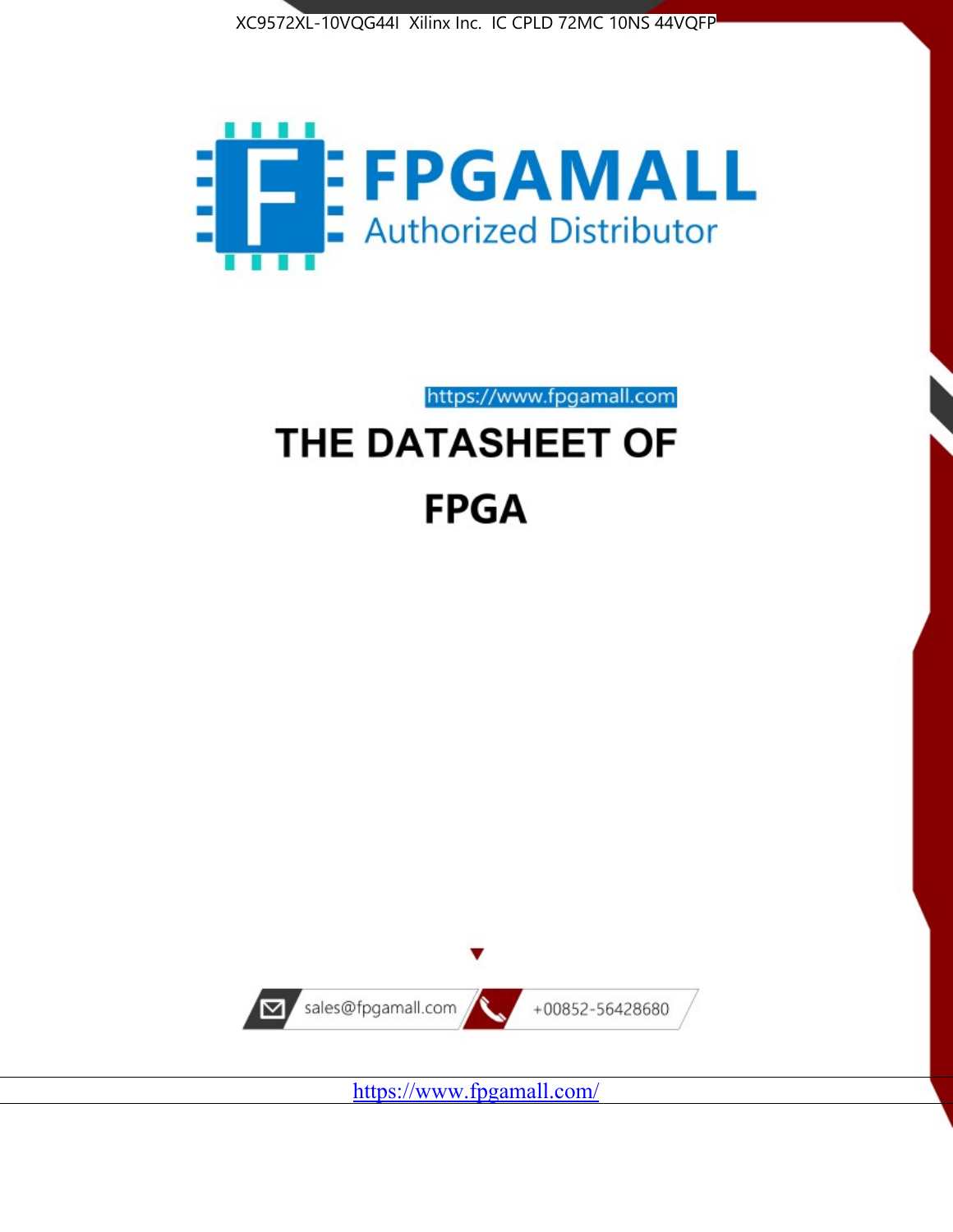XC9572XL-10VQG44I Xilinx Inc. IC CPLD 72MC 10NS 44VQFP

FPGAMALL

Authorized Distributor

https://www.fpgamall.com

# THE DATASHEET OF

# FPGA

sales@fpgamall.com

+00852-56428680

https://www.fpgamall.com/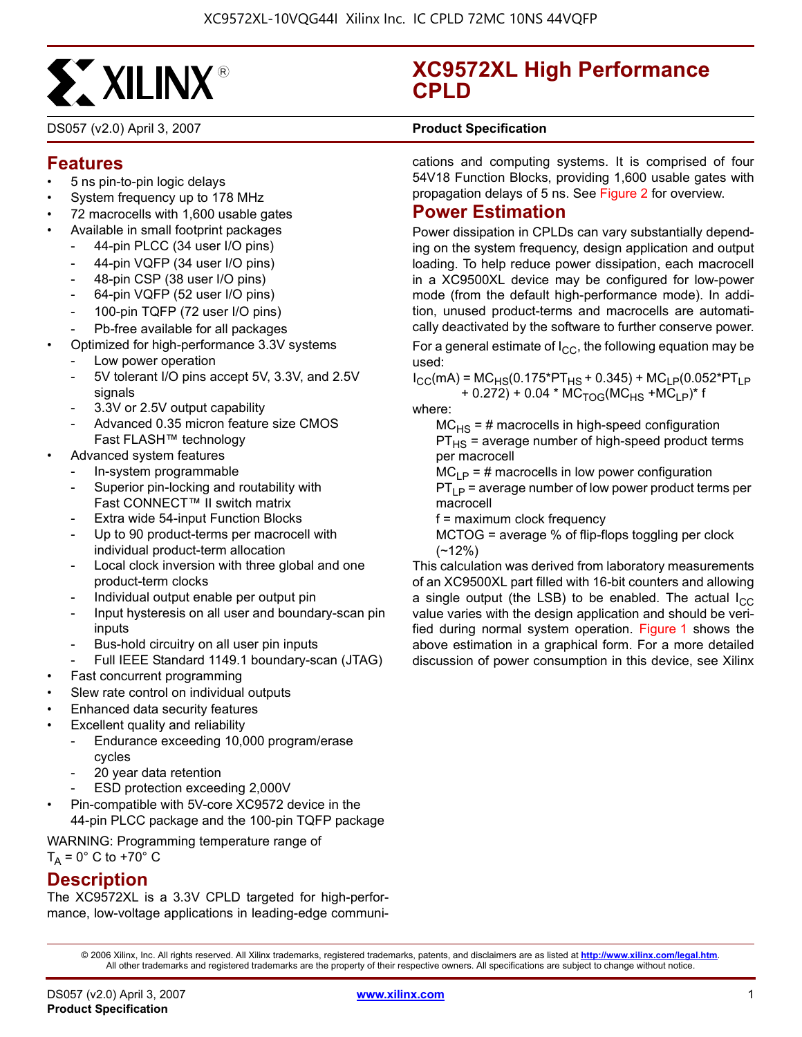# XC9572XL High Performance CPLD

DS057 (v2.0) April 3, 2007 **Product Specification**

## Features

- 5 ns pin-to-pin logic delays
- System frequency up to 178 MHz
- 72 macrocells with 1,600 usable gates
- Available in small footprint packages
    - 44-pin PLCC (34 user I/O pins)
    - 44-pin VQFP (34 user I/O pins)
    - 48-pin CSP (38 user I/O pins)
    - 64-pin VQFP (52 user I/O pins)
    - 100-pin TQFP (72 user I/O pins)
    - Pb-free available for all packages
- Optimized for high-performance 3.3V systems
    - Low power operation
    - 5V tolerant I/O pins accept 5V, 3.3V, and 2.5V signals
    - 3.3V or 2.5V output capability
    - Advanced 0.35 micron feature size CMOS Fast FLASH™ technology
- Advanced system features
    - In-system programmable
    - Superior pin-locking and routability with Fast CONNECT™ II switch matrix
    - Extra wide 54-input Function Blocks
    - Up to 90 product-terms per macrocell with individual product-term allocation
    - Local clock inversion with three global and one product-term clocks
    - Individual output enable per output pin
    - Input hysteresis on all user and boundary-scan pin inputs
    - Bus-hold circuitry on all user pin inputs
    - Full IEEE Standard 1149.1 boundary-scan (JTAG)
- Fast concurrent programming
- Slew rate control on individual outputs
- Enhanced data security features
- Excellent quality and reliability
    - Endurance exceeding 10,000 program/erase cycles
    - 20 year data retention
    - ESD protection exceeding 2,000V
- Pin-compatible with 5V-core XC9572 device in the 44-pin PLCC package and the 100-pin TQFP package

WARNING: Programming temperature range of $T_A$ = 0° C to +70° C

## Description

The XC9572XL is a 3.3V CPLD targeted for high-performance, low-voltage applications in leading-edge communications and computing systems. It is comprised of four 54V18 Function Blocks, providing 1,600 usable gates with propagation delays of 5 ns. See Figure 2 for overview.

## Power Estimation

Power dissipation in CPLDs can vary substantially depending on the system frequency, design application and output loading. To help reduce power dissipation, each macrocell in a XC9500XL device may be configured for low-power mode (from the default high-performance mode). In addition, unused product-terms and macrocells are automatically deactivated by the software to further conserve power.

For a general estimate of $I_{CC}$, the following equation may be used:

$$I_{CC}(mA) = MC_{HS}(0.175*PT_{HS} + 0.345) + MC_{LP}(0.052*PT_{LP} + 0.272) + 0.04 * MC_{TOG}(MC_{HS} + MC_{LP})* f$$

where:

$MC_{HS}$ = # macrocells in high-speed configuration

$PT_{HS}$ = average number of high-speed product terms per macrocell

$MC_{LP}$ = # macrocells in low power configuration

$PT_{LP}$ = average number of low power product terms per macrocell

f = maximum clock frequency

MCTOG = average % of flip-flops toggling per clock (~12%)

This calculation was derived from laboratory measurements of an XC9500XL part filled with 16-bit counters and allowing a single output (the LSB) to be enabled. The actual $I_{CC}$ value varies with the design application and should be verified during normal system operation. Figure 1 shows the above estimation in a graphical form. For a more detailed discussion of power consumption in this device, see Xilinx

© 2006 Xilinx, Inc. All rights reserved. All Xilinx trademarks, registered trademarks, patents, and disclaimers are as listed at http://www.xilinx.com/legal.htm. All other trademarks and registered trademarks are the property of their respective owners. All specifications are subject to change without notice.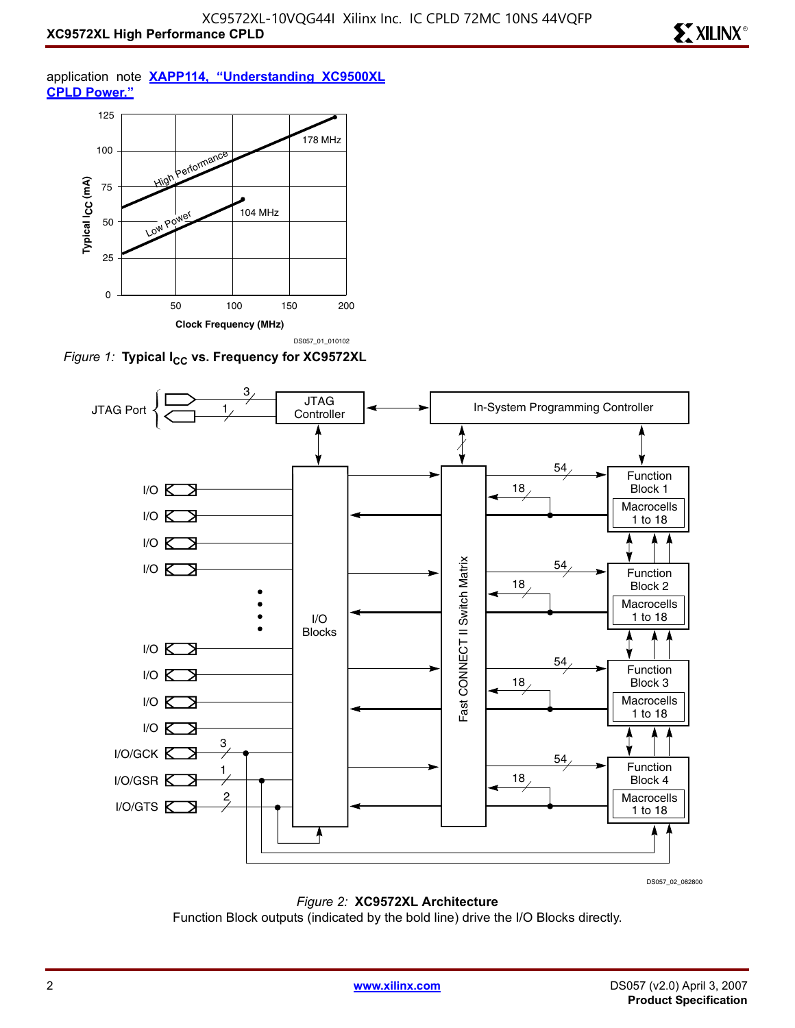application note **XAPP114, "Understanding XC9500XL CPLD Power."**

*Figure 1:* **Typical $I_{CC}$ vs. Frequency for XC9572XL**

*Figure 2:* **XC9572XL Architecture**

Function Block outputs (indicated by the bold line) drive the I/O Blocks directly.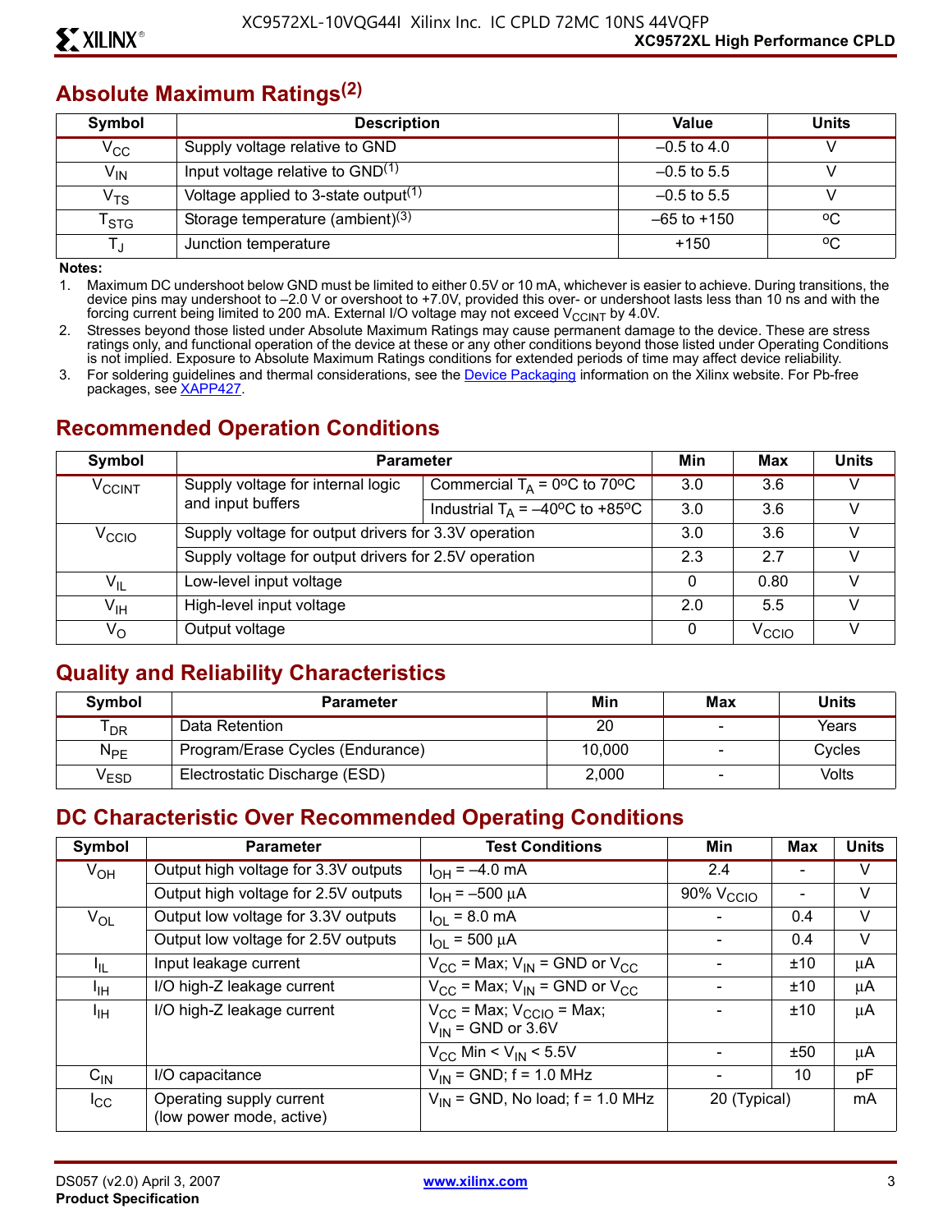## Absolute Maximum Ratings[2]

| Symbol | Description | Value | Units |
|---|---|---|---|
| $V_{CC}$ | Supply voltage relative to GND | –0.5 to 4.0 | V |
| $V_{IN}$ | Input voltage relative to GND[1] | –0.5 to 5.5 | V |
| $V_{TS}$ | Voltage applied to 3-state output[1] | –0.5 to 5.5 | V |
| $T_{STG}$ | Storage temperature (ambient)[3] | –65 to +150 | ºC |
| $T_J$ | Junction temperature | +150 | ºC |

**Notes:**

1. Maximum DC undershoot below GND must be limited to either 0.5V or 10 mA, whichever is easier to achieve. During transitions, the device pins may undershoot to –2.0 V or overshoot to +7.0V, provided this over- or undershoot lasts less than 10 ns and with the forcing current being limited to 200 mA. External I/O voltage may not exceed $V_{CCINT}$ by 4.0V.
2. Stresses beyond those listed under Absolute Maximum Ratings may cause permanent damage to the device. These are stress ratings only, and functional operation of the device at these or any other conditions beyond those listed under Operating Conditions is not implied. Exposure to Absolute Maximum Ratings conditions for extended periods of time may affect device reliability.
3. For soldering guidelines and thermal considerations, see the Device Packaging information on the Xilinx website. For Pb-free packages, see XAPP427.

## Recommended Operation Conditions

| Symbol | Parameter | | Min | Max | Units |
|---|---|---|---|---|---|
| $V_{CCINT}$ | Supply voltage for internal logic and input buffers | Commercial $T_A$ = 0ºC to 70ºC | 3.0 | 3.6 | V |
| | | Industrial $T_A$ = –40ºC to +85ºC | 3.0 | 3.6 | V |
| $V_{CCIO}$ | Supply voltage for output drivers for 3.3V operation | | 3.0 | 3.6 | V |
| | Supply voltage for output drivers for 2.5V operation | | 2.3 | 2.7 | V |
| $V_{IL}$ | Low-level input voltage | | 0 | 0.80 | V |
| $V_{IH}$ | High-level input voltage | | 2.0 | 5.5 | V |
| $V_O$ | Output voltage | | 0 | $V_{CCIO}$ | V |

## Quality and Reliability Characteristics

| Symbol | Parameter | Min | Max | Units |
|---|---|---|---|---|
| $T_{DR}$ | Data Retention | 20 | - | Years |
| $N_{PE}$ | Program/Erase Cycles (Endurance) | 10,000 | - | Cycles |
| $V_{ESD}$ | Electrostatic Discharge (ESD) | 2,000 | - | Volts |

## DC Characteristic Over Recommended Operating Conditions

| Symbol | Parameter | Test Conditions | Min | Max | Units |
|---|---|---|---|---|---|
| $V_{OH}$ | Output high voltage for 3.3V outputs | $I_{OH}$ = –4.0 mA | 2.4 | - | V |
| | Output high voltage for 2.5V outputs | $I_{OH}$ = –500 μA | 90% $V_{CCIO}$ | - | V |
| $V_{OL}$ | Output low voltage for 3.3V outputs | $I_{OL}$ = 8.0 mA | - | 0.4 | V |
| | Output low voltage for 2.5V outputs | $I_{OL}$ = 500 μA | - | 0.4 | V |
| $I_{IL}$ | Input leakage current | $V_{CC}$ = Max; $V_{IN}$ = GND or $V_{CC}$ | - | ±10 | μA |
| $I_{IH}$ | I/O high-Z leakage current | $V_{CC}$ = Max; $V_{IN}$ = GND or $V_{CC}$ | - | ±10 | μA |
| $I_{IH}$ | I/O high-Z leakage current | $V_{CC}$ = Max; $V_{CCIO}$ = Max; $V_{IN}$ = GND or 3.6V | - | ±10 | μA |
| | | $V_{CC}$ Min < $V_{IN}$ < 5.5V | - | ±50 | μA |
| $C_{IN}$ | I/O capacitance | $V_{IN}$ = GND; f = 1.0 MHz | - | 10 | pF |
| $I_{CC}$ | Operating supply current (low power mode, active) | $V_{IN}$ = GND, No load; f = 1.0 MHz | 20 (Typical) | | mA |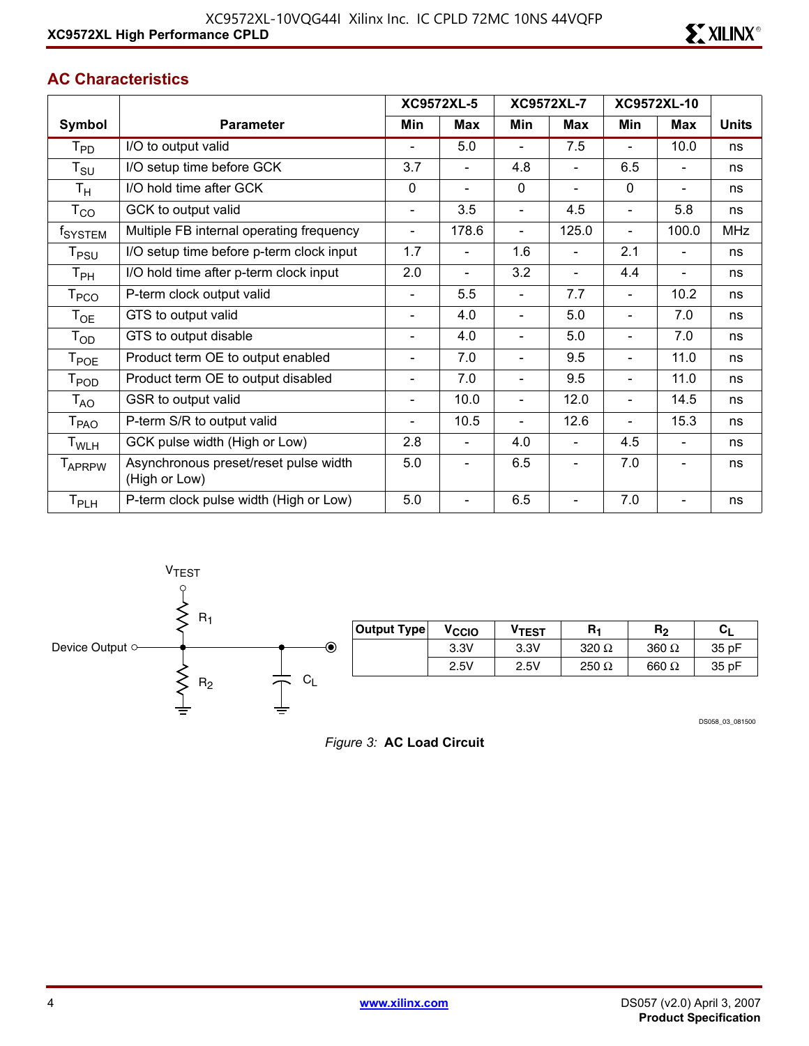## AC Characteristics

| Symbol | Parameter | XC9572XL-5 | | XC9572XL-7 | | XC9572XL-10 | | Units |
|---|---|---|---|---|---|---|---|---|
| | | Min | Max | Min | Max | Min | Max | |
| $T_{PD}$ | I/O to output valid | - | 5.0 | - | 7.5 | - | 10.0 | ns |
| $T_{SU}$ | I/O setup time before GCK | 3.7 | - | 4.8 | - | 6.5 | - | ns |
| $T_{H}$ | I/O hold time after GCK | 0 | - | 0 | - | 0 | - | ns |
| $T_{CO}$ | GCK to output valid | - | 3.5 | - | 4.5 | - | 5.8 | ns |
| $f_{SYSTEM}$ | Multiple FB internal operating frequency | - | 178.6 | - | 125.0 | - | 100.0 | MHz |
| $T_{PSU}$ | I/O setup time before p-term clock input | 1.7 | - | 1.6 | - | 2.1 | - | ns |
| $T_{PH}$ | I/O hold time after p-term clock input | 2.0 | - | 3.2 | - | 4.4 | - | ns |
| $T_{PCO}$ | P-term clock output valid | - | 5.5 | - | 7.7 | - | 10.2 | ns |
| $T_{OE}$ | GTS to output valid | - | 4.0 | - | 5.0 | - | 7.0 | ns |
| $T_{OD}$ | GTS to output disable | - | 4.0 | - | 5.0 | - | 7.0 | ns |
| $T_{POE}$ | Product term OE to output enabled | - | 7.0 | - | 9.5 | - | 11.0 | ns |
| $T_{POD}$ | Product term OE to output disabled | - | 7.0 | - | 9.5 | - | 11.0 | ns |
| $T_{AO}$ | GSR to output valid | - | 10.0 | - | 12.0 | - | 14.5 | ns |
| $T_{PAO}$ | P-term S/R to output valid | - | 10.5 | - | 12.6 | - | 15.3 | ns |
| $T_{WLH}$ | GCK pulse width (High or Low) | 2.8 | - | 4.0 | - | 4.5 | - | ns |
| $T_{APRPW}$ | Asynchronous preset/reset pulse width (High or Low) | 5.0 | - | 6.5 | - | 7.0 | - | ns |
| $T_{PLH}$ | P-term clock pulse width (High or Low) | 5.0 | - | 6.5 | - | 7.0 | - | ns |

| Output Type | $V_{CCIO}$ | $V_{TEST}$ | $R_1$ | $R_2$ | $C_L$ |
|---|---|---|---|---|---|
| | 3.3V | 3.3V | 320 Ω | 360 Ω | 35 pF |
| | 2.5V | 2.5V | 250 Ω | 660 Ω | 35 pF |

DS058_03_081500

*Figure 3:* **AC Load Circuit**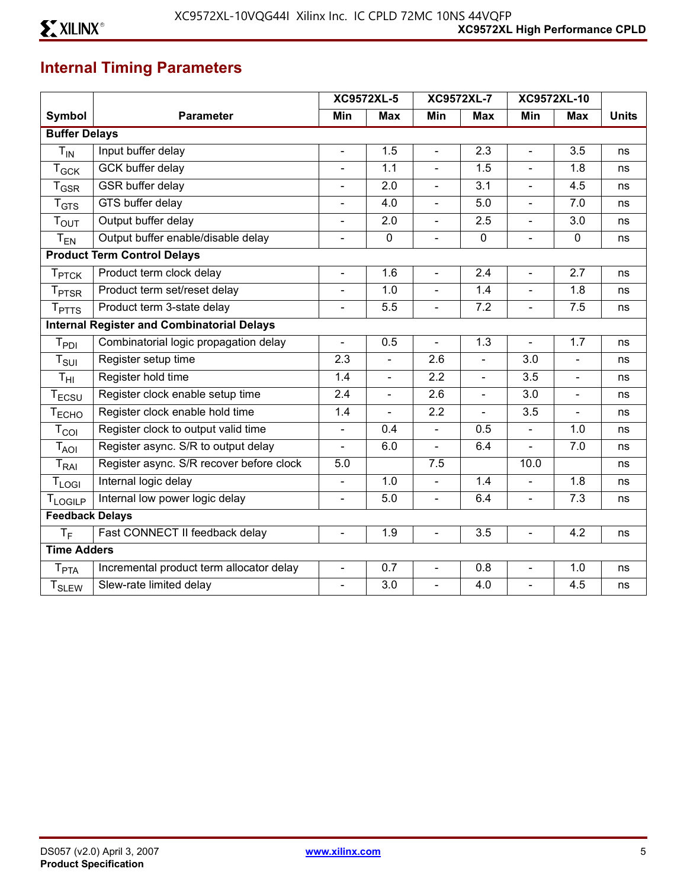## Internal Timing Parameters

| Symbol | Parameter | XC9572XL-5 | | XC9572XL-7 | | XC9572XL-10 | | Units |
|---|---|---|---|---|---|---|---|---|
| | | Min | Max | Min | Max | Min | Max | |
| **Buffer Delays** | | | | | | | | |
| $T_{IN}$ | Input buffer delay | - | 1.5 | - | 2.3 | - | 3.5 | ns |
| $T_{GCK}$ | GCK buffer delay | - | 1.1 | - | 1.5 | - | 1.8 | ns |
| $T_{GSR}$ | GSR buffer delay | - | 2.0 | - | 3.1 | - | 4.5 | ns |
| $T_{GTS}$ | GTS buffer delay | - | 4.0 | - | 5.0 | - | 7.0 | ns |
| $T_{OUT}$ | Output buffer delay | - | 2.0 | - | 2.5 | - | 3.0 | ns |
| $T_{EN}$ | Output buffer enable/disable delay | - | 0 | - | 0 | - | 0 | ns |
| **Product Term Control Delays** | | | | | | | | |
| $T_{PTCK}$ | Product term clock delay | - | 1.6 | - | 2.4 | - | 2.7 | ns |
| $T_{PTSR}$ | Product term set/reset delay | - | 1.0 | - | 1.4 | - | 1.8 | ns |
| $T_{PTTS}$ | Product term 3-state delay | - | 5.5 | - | 7.2 | - | 7.5 | ns |
| **Internal Register and Combinatorial Delays** | | | | | | | | |
| $T_{PDI}$ | Combinatorial logic propagation delay | - | 0.5 | - | 1.3 | - | 1.7 | ns |
| $T_{SUI}$ | Register setup time | 2.3 | - | 2.6 | - | 3.0 | - | ns |
| $T_{HI}$ | Register hold time | 1.4 | - | 2.2 | - | 3.5 | - | ns |
| $T_{ECSU}$ | Register clock enable setup time | 2.4 | - | 2.6 | - | 3.0 | - | ns |
| $T_{ECHO}$ | Register clock enable hold time | 1.4 | - | 2.2 | - | 3.5 | - | ns |
| $T_{COI}$ | Register clock to output valid time | - | 0.4 | - | 0.5 | - | 1.0 | ns |
| $T_{AOI}$ | Register async. S/R to output delay | - | 6.0 | - | 6.4 | - | 7.0 | ns |
| $T_{RAI}$ | Register async. S/R recover before clock | 5.0 | | 7.5 | | 10.0 | | ns |
| $T_{LOGI}$ | Internal logic delay | - | 1.0 | - | 1.4 | - | 1.8 | ns |
| $T_{LOGILP}$ | Internal low power logic delay | - | 5.0 | - | 6.4 | - | 7.3 | ns |
| **Feedback Delays** | | | | | | | | |
| $T_F$ | Fast CONNECT II feedback delay | - | 1.9 | - | 3.5 | - | 4.2 | ns |
| **Time Adders** | | | | | | | | |
| $T_{PTA}$ | Incremental product term allocator delay | - | 0.7 | - | 0.8 | - | 1.0 | ns |
| $T_{SLEW}$ | Slew-rate limited delay | - | 3.0 | - | 4.0 | - | 4.5 | ns |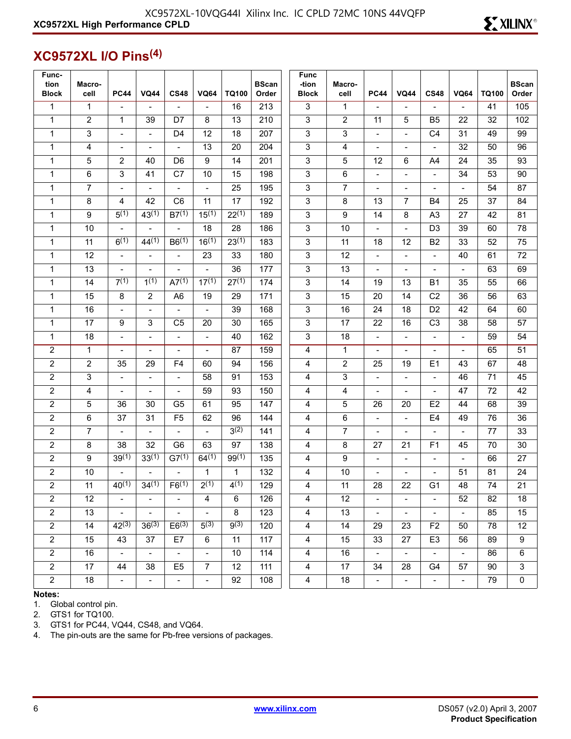## XC9572XL I/O Pins[4]

| Function Block | Macrocell | PC44 | VQ44 | CS48 | VQ64 | TQ100 | BScan Order |
|---|---|---|---|---|---|---|---|
| 1 | 1 | - | - | - | - | 16 | 213 |
| 1 | 2 | 1 | 39 | D7 | 8 | 13 | 210 |
| 1 | 3 | - | - | D4 | 12 | 18 | 207 |
| 1 | 4 | - | - | - | 13 | 20 | 204 |
| 1 | 5 | 2 | 40 | D6 | 9 | 14 | 201 |
| 1 | 6 | 3 | 41 | C7 | 10 | 15 | 198 |
| 1 | 7 | - | - | - | - | 25 | 195 |
| 1 | 8 | 4 | 42 | C6 | 11 | 17 | 192 |
| 1 | 9 | 5[1] | 43[1] | B7[1] | 15[1] | 22[1] | 189 |
| 1 | 10 | - | - | - | 18 | 28 | 186 |
| 1 | 11 | 6[1] | 44[1] | B6[1] | 16[1] | 23[1] | 183 |
| 1 | 12 | - | - | - | 23 | 33 | 180 |
| 1 | 13 | - | - | - | - | 36 | 177 |
| 1 | 14 | 7[1] | 1[1] | A7[1] | 17[1] | 27[1] | 174 |
| 1 | 15 | 8 | 2 | A6 | 19 | 29 | 171 |
| 1 | 16 | - | - | - | - | 39 | 168 |
| 1 | 17 | 9 | 3 | C5 | 20 | 30 | 165 |
| 1 | 18 | - | - | - | - | 40 | 162 |
| 2 | 1 | - | - | - | - | 87 | 159 |
| 2 | 2 | 35 | 29 | F4 | 60 | 94 | 156 |
| 2 | 3 | - | - | - | 58 | 91 | 153 |
| 2 | 4 | - | - | - | 59 | 93 | 150 |
| 2 | 5 | 36 | 30 | G5 | 61 | 95 | 147 |
| 2 | 6 | 37 | 31 | F5 | 62 | 96 | 144 |
| 2 | 7 | - | - | - | - | 3[2] | 141 |
| 2 | 8 | 38 | 32 | G6 | 63 | 97 | 138 |
| 2 | 9 | 39[1] | 33[1] | G7[1] | 64[1] | 99[1] | 135 |
| 2 | 10 | - | - | - | 1 | 1 | 132 |
| 2 | 11 | 40[1] | 34[1] | F6[1] | 2[1] | 4[1] | 129 |
| 2 | 12 | - | - | - | 4 | 6 | 126 |
| 2 | 13 | - | - | - | - | 8 | 123 |
| 2 | 14 | 42[3] | 36[3] | E6[3] | 5[3] | 9[3] | 120 |
| 2 | 15 | 43 | 37 | E7 | 6 | 11 | 117 |
| 2 | 16 | - | - | - | - | 10 | 114 |
| 2 | 17 | 44 | 38 | E5 | 7 | 12 | 111 |
| 2 | 18 | - | - | - | - | 92 | 108 |

| Function Block | Macrocell | PC44 | VQ44 | CS48 | VQ64 | TQ100 | BScan Order |
|---|---|---|---|---|---|---|---|
| 3 | 1 | - | - | - | - | 41 | 105 |
| 3 | 2 | 11 | 5 | B5 | 22 | 32 | 102 |
| 3 | 3 | - | - | C4 | 31 | 49 | 99 |
| 3 | 4 | - | - | - | 32 | 50 | 96 |
| 3 | 5 | 12 | 6 | A4 | 24 | 35 | 93 |
| 3 | 6 | - | - | - | 34 | 53 | 90 |
| 3 | 7 | - | - | - | - | 54 | 87 |
| 3 | 8 | 13 | 7 | B4 | 25 | 37 | 84 |
| 3 | 9 | 14 | 8 | A3 | 27 | 42 | 81 |
| 3 | 10 | - | - | D3 | 39 | 60 | 78 |
| 3 | 11 | 18 | 12 | B2 | 33 | 52 | 75 |
| 3 | 12 | - | - | - | 40 | 61 | 72 |
| 3 | 13 | - | - | - | - | 63 | 69 |
| 3 | 14 | 19 | 13 | B1 | 35 | 55 | 66 |
| 3 | 15 | 20 | 14 | C2 | 36 | 56 | 63 |
| 3 | 16 | 24 | 18 | D2 | 42 | 64 | 60 |
| 3 | 17 | 22 | 16 | C3 | 38 | 58 | 57 |
| 3 | 18 | - | - | - | - | 59 | 54 |
| 4 | 1 | - | - | - | - | 65 | 51 |
| 4 | 2 | 25 | 19 | E1 | 43 | 67 | 48 |
| 4 | 3 | - | - | - | 46 | 71 | 45 |
| 4 | 4 | - | - | - | 47 | 72 | 42 |
| 4 | 5 | 26 | 20 | E2 | 44 | 68 | 39 |
| 4 | 6 | - | - | E4 | 49 | 76 | 36 |
| 4 | 7 | - | - | - | - | 77 | 33 |
| 4 | 8 | 27 | 21 | F1 | 45 | 70 | 30 |
| 4 | 9 | - | - | - | - | 66 | 27 |
| 4 | 10 | - | - | - | 51 | 81 | 24 |
| 4 | 11 | 28 | 22 | G1 | 48 | 74 | 21 |
| 4 | 12 | - | - | - | 52 | 82 | 18 |
| 4 | 13 | - | - | - | - | 85 | 15 |
| 4 | 14 | 29 | 23 | F2 | 50 | 78 | 12 |
| 4 | 15 | 33 | 27 | E3 | 56 | 89 | 9 |
| 4 | 16 | - | - | - | - | 86 | 6 |
| 4 | 17 | 34 | 28 | G4 | 57 | 90 | 3 |
| 4 | 18 | - | - | - | - | 79 | 0 |

**Notes:**

1. Global control pin.
2. GTS1 for TQ100.
3. GTS1 for PC44, VQ44, CS48, and VQ64.
4. The pin-outs are the same for Pb-free versions of packages.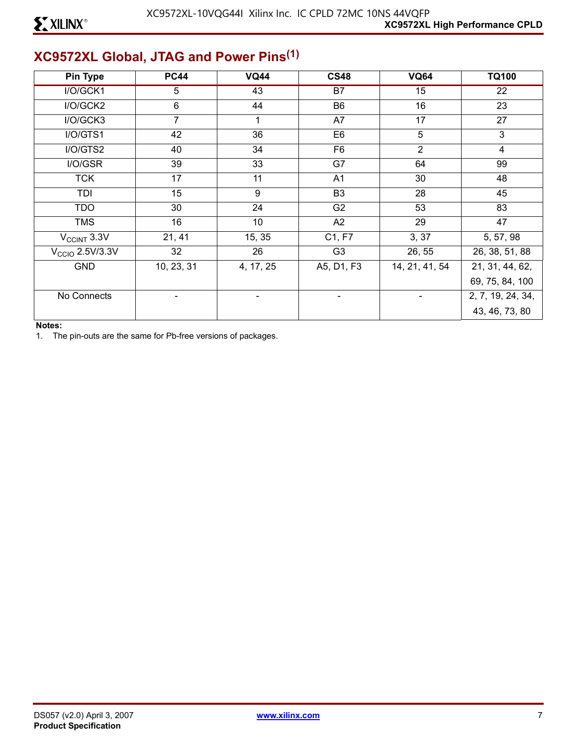## XC9572XL Global, JTAG and Power Pins[1]

| Pin Type | PC44 | VQ44 | CS48 | VQ64 | TQ100 |
|---|---|---|---|---|---|
| I/O/GCK1 | 5 | 43 | B7 | 15 | 22 |
| I/O/GCK2 | 6 | 44 | B6 | 16 | 23 |
| I/O/GCK3 | 7 | 1 | A7 | 17 | 27 |
| I/O/GTS1 | 42 | 36 | E6 | 5 | 3 |
| I/O/GTS2 | 40 | 34 | F6 | 2 | 4 |
| I/O/GSR | 39 | 33 | G7 | 64 | 99 |
| TCK | 17 | 11 | A1 | 30 | 48 |
| TDI | 15 | 9 | B3 | 28 | 45 |
| TDO | 30 | 24 | G2 | 53 | 83 |
| TMS | 16 | 10 | A2 | 29 | 47 |
| $V_{CCINT}$ 3.3V | 21, 41 | 15, 35 | C1, F7 | 3, 37 | 5, 57, 98 |
| $V_{CCIO}$ 2.5V/3.3V | 32 | 26 | G3 | 26, 55 | 26, 38, 51, 88 |
| GND | 10, 23, 31 | 4, 17, 25 | A5, D1, F3 | 14, 21, 41, 54 | 21, 31, 44, 62, 69, 75, 84, 100 |
| No Connects | - | - | - | - | 2, 7, 19, 24, 34, 43, 46, 73, 80 |

**Notes:**
1. The pin-outs are the same for Pb-free versions of packages.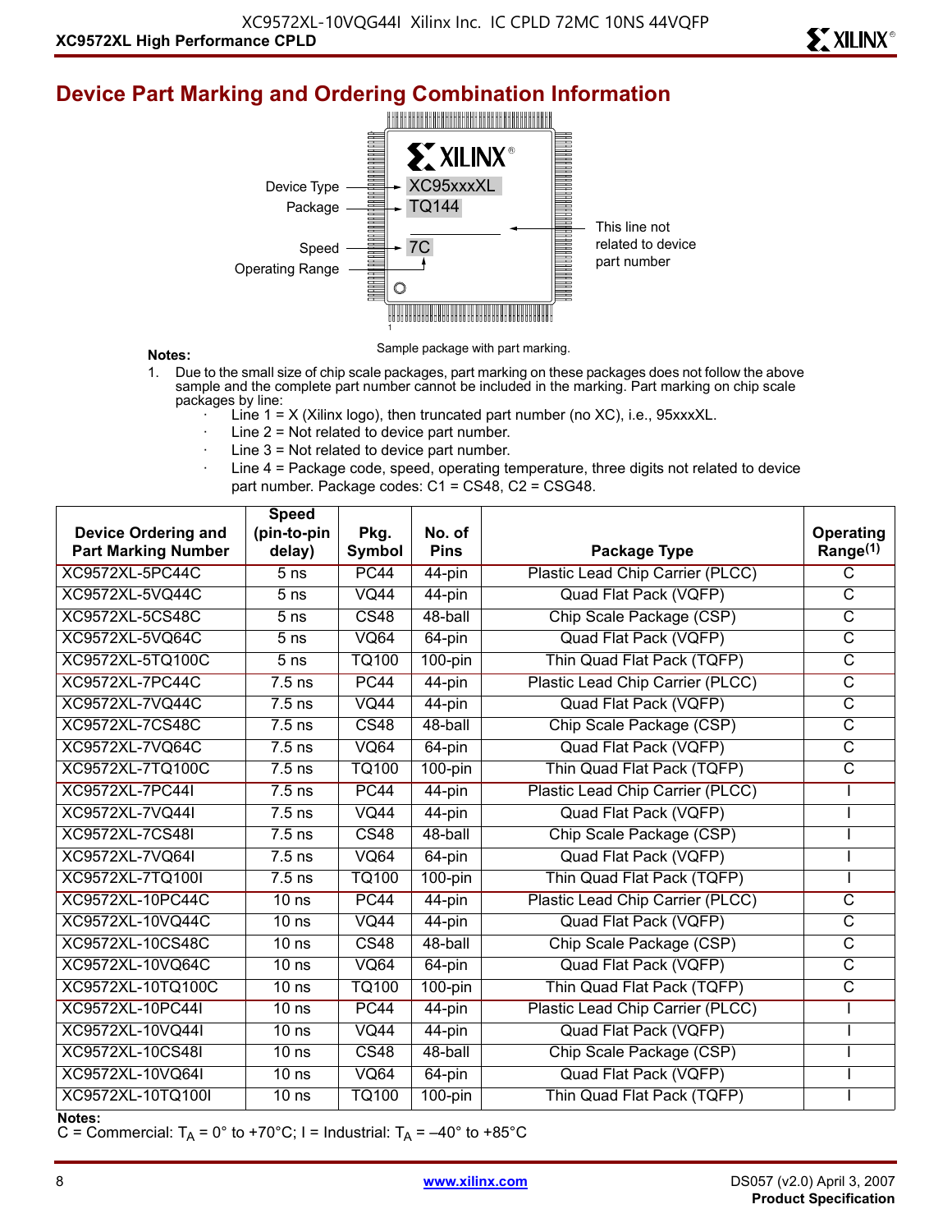## Device Part Marking and Ordering Combination Information

Device Type → XC95xxxXL
Package → TQ144
Speed → 7C
Operating Range
This line not related to device part number

Sample package with part marking.

**Notes:**

1. Due to the small size of chip scale packages, part marking on these packages does not follow the above sample and the complete part number cannot be included in the marking. Part marking on chip scale packages by line:
   - Line 1 = X (Xilinx logo), then truncated part number (no XC), i.e., 95xxxXL.
   - Line 2 = Not related to device part number.
   - Line 3 = Not related to device part number.
   - Line 4 = Package code, speed, operating temperature, three digits not related to device part number. Package codes: C1 = CS48, C2 = CSG48.

| Device Ordering and Part Marking Number | Speed (pin-to-pin delay) | Pkg. Symbol | No. of Pins | Package Type | Operating Range(1) |
|---|---|---|---|---|---|
| XC9572XL-5PC44C | 5 ns | PC44 | 44-pin | Plastic Lead Chip Carrier (PLCC) | C |
| XC9572XL-5VQ44C | 5 ns | VQ44 | 44-pin | Quad Flat Pack (VQFP) | C |
| XC9572XL-5CS48C | 5 ns | CS48 | 48-ball | Chip Scale Package (CSP) | C |
| XC9572XL-5VQ64C | 5 ns | VQ64 | 64-pin | Quad Flat Pack (VQFP) | C |
| XC9572XL-5TQ100C | 5 ns | TQ100 | 100-pin | Thin Quad Flat Pack (TQFP) | C |
| XC9572XL-7PC44C | 7.5 ns | PC44 | 44-pin | Plastic Lead Chip Carrier (PLCC) | C |
| XC9572XL-7VQ44C | 7.5 ns | VQ44 | 44-pin | Quad Flat Pack (VQFP) | C |
| XC9572XL-7CS48C | 7.5 ns | CS48 | 48-ball | Chip Scale Package (CSP) | C |
| XC9572XL-7VQ64C | 7.5 ns | VQ64 | 64-pin | Quad Flat Pack (VQFP) | C |
| XC9572XL-7TQ100C | 7.5 ns | TQ100 | 100-pin | Thin Quad Flat Pack (TQFP) | C |
| XC9572XL-7PC44I | 7.5 ns | PC44 | 44-pin | Plastic Lead Chip Carrier (PLCC) | I |
| XC9572XL-7VQ44I | 7.5 ns | VQ44 | 44-pin | Quad Flat Pack (VQFP) | I |
| XC9572XL-7CS48I | 7.5 ns | CS48 | 48-ball | Chip Scale Package (CSP) | I |
| XC9572XL-7VQ64I | 7.5 ns | VQ64 | 64-pin | Quad Flat Pack (VQFP) | I |
| XC9572XL-7TQ100I | 7.5 ns | TQ100 | 100-pin | Thin Quad Flat Pack (TQFP) | I |
| XC9572XL-10PC44C | 10 ns | PC44 | 44-pin | Plastic Lead Chip Carrier (PLCC) | C |
| XC9572XL-10VQ44C | 10 ns | VQ44 | 44-pin | Quad Flat Pack (VQFP) | C |
| XC9572XL-10CS48C | 10 ns | CS48 | 48-ball | Chip Scale Package (CSP) | C |
| XC9572XL-10VQ64C | 10 ns | VQ64 | 64-pin | Quad Flat Pack (VQFP) | C |
| XC9572XL-10TQ100C | 10 ns | TQ100 | 100-pin | Thin Quad Flat Pack (TQFP) | C |
| XC9572XL-10PC44I | 10 ns | PC44 | 44-pin | Plastic Lead Chip Carrier (PLCC) | I |
| XC9572XL-10VQ44I | 10 ns | VQ44 | 44-pin | Quad Flat Pack (VQFP) | I |
| XC9572XL-10CS48I | 10 ns | CS48 | 48-ball | Chip Scale Package (CSP) | I |
| XC9572XL-10VQ64I | 10 ns | VQ64 | 64-pin | Quad Flat Pack (VQFP) | I |
| XC9572XL-10TQ100I | 10 ns | TQ100 | 100-pin | Thin Quad Flat Pack (TQFP) | I |

**Notes:**
C = Commercial: $T_A$ = 0° to +70°C; I = Industrial: $T_A$ = –40° to +85°C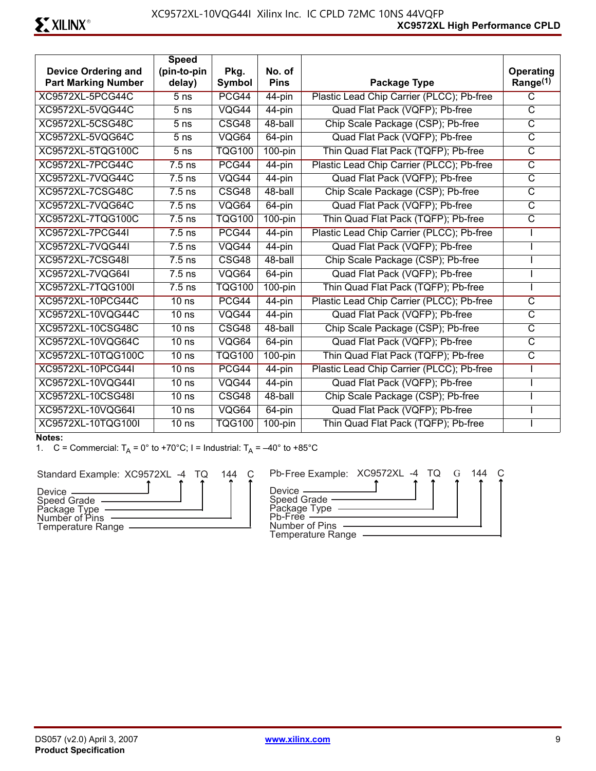| Device Ordering and Part Marking Number | Speed (pin-to-pin delay) | Pkg. Symbol | No. of Pins | Package Type | Operating Range[(1)] |
|---|---|---|---|---|---|
| XC9572XL-5PCG44C | 5 ns | PCG44 | 44-pin | Plastic Lead Chip Carrier (PLCC); Pb-free | C |
| XC9572XL-5VQG44C | 5 ns | VQG44 | 44-pin | Quad Flat Pack (VQFP); Pb-free | C |
| XC9572XL-5CSG48C | 5 ns | CSG48 | 48-ball | Chip Scale Package (CSP); Pb-free | C |
| XC9572XL-5VQG64C | 5 ns | VQG64 | 64-pin | Quad Flat Pack (VQFP); Pb-free | C |
| XC9572XL-5TQG100C | 5 ns | TQG100 | 100-pin | Thin Quad Flat Pack (TQFP); Pb-free | C |
| XC9572XL-7PCG44C | 7.5 ns | PCG44 | 44-pin | Plastic Lead Chip Carrier (PLCC); Pb-free | C |
| XC9572XL-7VQG44C | 7.5 ns | VQG44 | 44-pin | Quad Flat Pack (VQFP); Pb-free | C |
| XC9572XL-7CSG48C | 7.5 ns | CSG48 | 48-ball | Chip Scale Package (CSP); Pb-free | C |
| XC9572XL-7VQG64C | 7.5 ns | VQG64 | 64-pin | Quad Flat Pack (VQFP); Pb-free | C |
| XC9572XL-7TQG100C | 7.5 ns | TQG100 | 100-pin | Thin Quad Flat Pack (TQFP); Pb-free | C |
| XC9572XL-7PCG44I | 7.5 ns | PCG44 | 44-pin | Plastic Lead Chip Carrier (PLCC); Pb-free | I |
| XC9572XL-7VQG44I | 7.5 ns | VQG44 | 44-pin | Quad Flat Pack (VQFP); Pb-free | I |
| XC9572XL-7CSG48I | 7.5 ns | CSG48 | 48-ball | Chip Scale Package (CSP); Pb-free | I |
| XC9572XL-7VQG64I | 7.5 ns | VQG64 | 64-pin | Quad Flat Pack (VQFP); Pb-free | I |
| XC9572XL-7TQG100I | 7.5 ns | TQG100 | 100-pin | Thin Quad Flat Pack (TQFP); Pb-free | I |
| XC9572XL-10PCG44C | 10 ns | PCG44 | 44-pin | Plastic Lead Chip Carrier (PLCC); Pb-free | C |
| XC9572XL-10VQG44C | 10 ns | VQG44 | 44-pin | Quad Flat Pack (VQFP); Pb-free | C |
| XC9572XL-10CSG48C | 10 ns | CSG48 | 48-ball | Chip Scale Package (CSP); Pb-free | C |
| XC9572XL-10VQG64C | 10 ns | VQG64 | 64-pin | Quad Flat Pack (VQFP); Pb-free | C |
| XC9572XL-10TQG100C | 10 ns | TQG100 | 100-pin | Thin Quad Flat Pack (TQFP); Pb-free | C |
| XC9572XL-10PCG44I | 10 ns | PCG44 | 44-pin | Plastic Lead Chip Carrier (PLCC); Pb-free | I |
| XC9572XL-10VQG44I | 10 ns | VQG44 | 44-pin | Quad Flat Pack (VQFP); Pb-free | I |
| XC9572XL-10CSG48I | 10 ns | CSG48 | 48-ball | Chip Scale Package (CSP); Pb-free | I |
| XC9572XL-10VQG64I | 10 ns | VQG64 | 64-pin | Quad Flat Pack (VQFP); Pb-free | I |
| XC9572XL-10TQG100I | 10 ns | TQG100 | 100-pin | Thin Quad Flat Pack (TQFP); Pb-free | I |

**Notes:**

1. C = Commercial: $T_A$ = 0° to +70°C; I = Industrial: $T_A$ = –40° to +85°C

Standard Example: XC9572XL -4 TQ 144 C

- Device
- Speed Grade
- Package Type
- Number of Pins
- Temperature Range

Pb-Free Example: XC9572XL -4 TQ G 144 C

- Device
- Speed Grade
- Package Type
- Pb-Free
- Number of Pins
- Temperature Range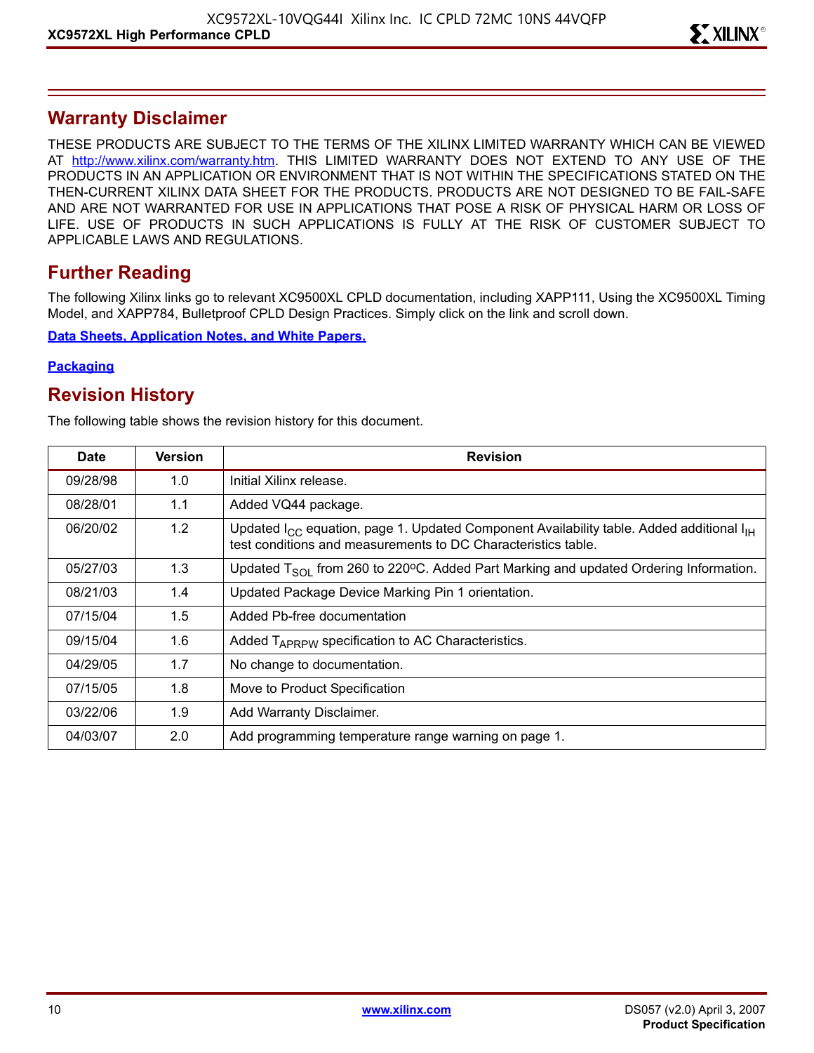## Warranty Disclaimer

THESE PRODUCTS ARE SUBJECT TO THE TERMS OF THE XILINX LIMITED WARRANTY WHICH CAN BE VIEWED AT http://www.xilinx.com/warranty.htm. THIS LIMITED WARRANTY DOES NOT EXTEND TO ANY USE OF THE PRODUCTS IN AN APPLICATION OR ENVIRONMENT THAT IS NOT WITHIN THE SPECIFICATIONS STATED ON THE THEN-CURRENT XILINX DATA SHEET FOR THE PRODUCTS. PRODUCTS ARE NOT DESIGNED TO BE FAIL-SAFE AND ARE NOT WARRANTED FOR USE IN APPLICATIONS THAT POSE A RISK OF PHYSICAL HARM OR LOSS OF LIFE. USE OF PRODUCTS IN SUCH APPLICATIONS IS FULLY AT THE RISK OF CUSTOMER SUBJECT TO APPLICABLE LAWS AND REGULATIONS.

## Further Reading

The following Xilinx links go to relevant XC9500XL CPLD documentation, including XAPP111, Using the XC9500XL Timing Model, and XAPP784, Bulletproof CPLD Design Practices. Simply click on the link and scroll down.

**Data Sheets, Application Notes, and White Papers.**

**Packaging**

## Revision History

The following table shows the revision history for this document.

| Date | Version | Revision |
|---|---|---|
| 09/28/98 | 1.0 | Initial Xilinx release. |
| 08/28/01 | 1.1 | Added VQ44 package. |
| 06/20/02 | 1.2 | Updated $I_{CC}$ equation, page 1. Updated Component Availability table. Added additional $I_{IH}$ test conditions and measurements to DC Characteristics table. |
| 05/27/03 | 1.3 | Updated $T_{SOL}$ from 260 to 220ºC. Added Part Marking and updated Ordering Information. |
| 08/21/03 | 1.4 | Updated Package Device Marking Pin 1 orientation. |
| 07/15/04 | 1.5 | Added Pb-free documentation |
| 09/15/04 | 1.6 | Added $T_{APRPW}$ specification to AC Characteristics. |
| 04/29/05 | 1.7 | No change to documentation. |
| 07/15/05 | 1.8 | Move to Product Specification |
| 03/22/06 | 1.9 | Add Warranty Disclaimer. |
| 04/03/07 | 2.0 | Add programming temperature range warning on page 1. |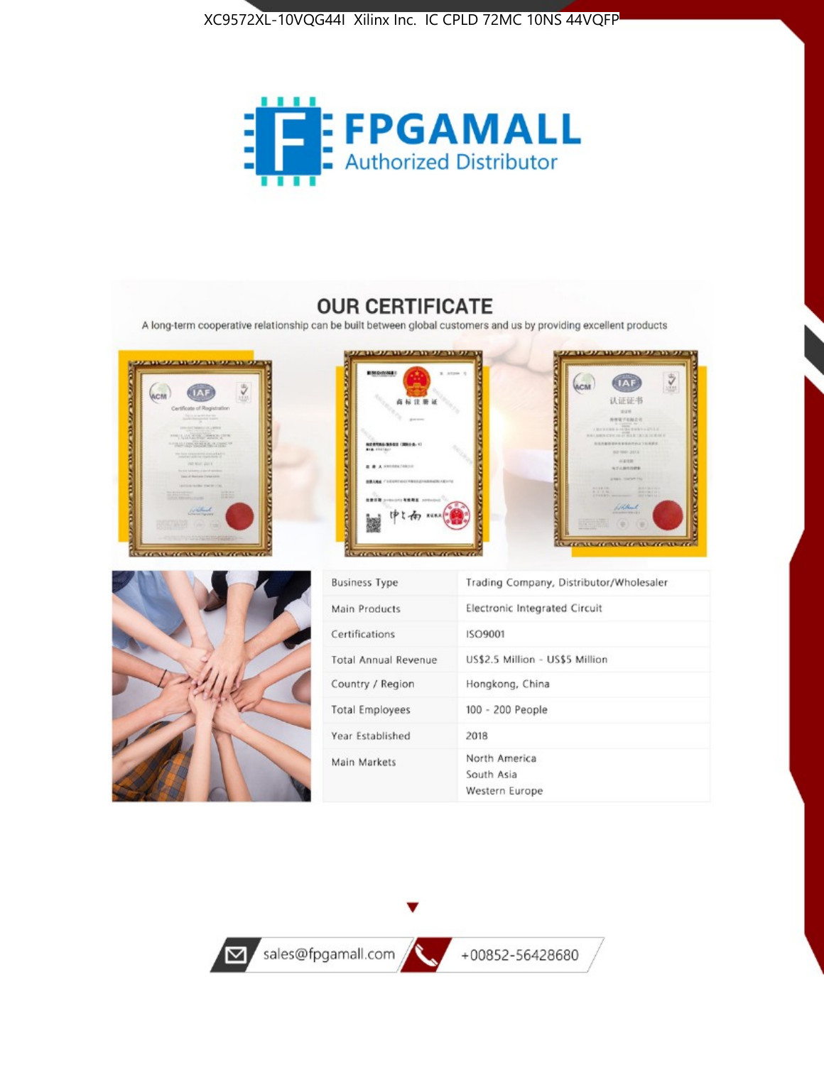FPGAMALL

Authorized Distributor

## OUR CERTIFICATE

A long-term cooperative relationship can be built between global customers and us by providing excellent products

| | |
|---|---|
| Business Type | Trading Company, Distributor/Wholesaler |
| Main Products | Electronic Integrated Circuit |
| Certifications | ISO9001 |
| Total Annual Revenue | US$2.5 Million - US$5 Million |
| Country / Region | Hongkong, China |
| Total Employees | 100 - 200 People |
| Year Established | 2018 |
| Main Markets | North America<br>South Asia<br>Western Europe |

sales@fpgamall.com

+00852-56428680